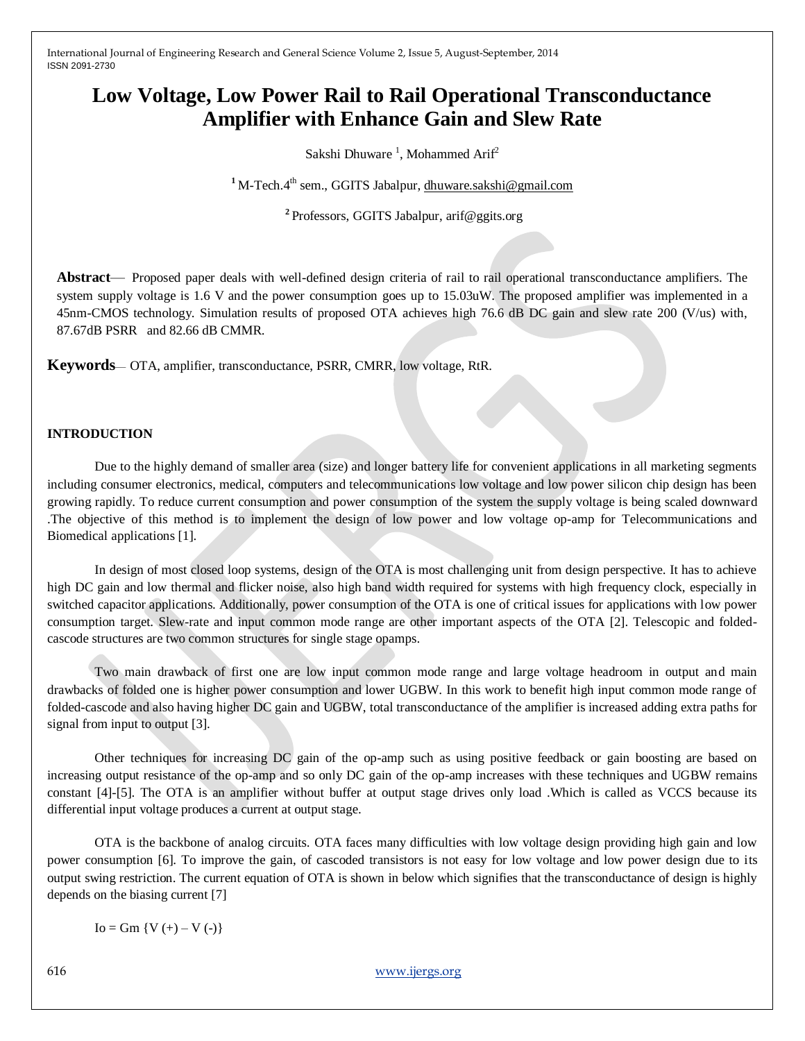# Low Voltage, Low Power Rail to Rail Operational Transconductance Amplifier with Enhance Gain and Slew Rate

Sakshi Dhuware [1], Mohammed Arif[2]

[1] M-Tech.4th sem., GGITS Jabalpur, dhuware.sakshi@gmail.com

[2] Professors, GGITS Jabalpur, arif@ggits.org

**Abstract**— Proposed paper deals with well-defined design criteria of rail to rail operational transconductance amplifiers. The system supply voltage is 1.6 V and the power consumption goes up to 15.03uW. The proposed amplifier was implemented in a 45nm-CMOS technology. Simulation results of proposed OTA achieves high 76.6 dB DC gain and slew rate 200 (V/us) with, 87.67dB PSRR and 82.66 dB CMMR.

**Keywords**— OTA, amplifier, transconductance, PSRR, CMRR, low voltage, RtR.

## INTRODUCTION

Due to the highly demand of smaller area (size) and longer battery life for convenient applications in all marketing segments including consumer electronics, medical, computers and telecommunications low voltage and low power silicon chip design has been growing rapidly. To reduce current consumption and power consumption of the system the supply voltage is being scaled downward .The objective of this method is to implement the design of low power and low voltage op-amp for Telecommunications and Biomedical applications [1].

In design of most closed loop systems, design of the OTA is most challenging unit from design perspective. It has to achieve high DC gain and low thermal and flicker noise, also high band width required for systems with high frequency clock, especially in switched capacitor applications. Additionally, power consumption of the OTA is one of critical issues for applications with low power consumption target. Slew-rate and input common mode range are other important aspects of the OTA [2]. Telescopic and folded-cascode structures are two common structures for single stage opamps.

Two main drawback of first one are low input common mode range and large voltage headroom in output and main drawbacks of folded one is higher power consumption and lower UGBW. In this work to benefit high input common mode range of folded-cascode and also having higher DC gain and UGBW, total transconductance of the amplifier is increased adding extra paths for signal from input to output [3].

Other techniques for increasing DC gain of the op-amp such as using positive feedback or gain boosting are based on increasing output resistance of the op-amp and so only DC gain of the op-amp increases with these techniques and UGBW remains constant [4]-[5]. The OTA is an amplifier without buffer at output stage drives only load .Which is called as VCCS because its differential input voltage produces a current at output stage.

OTA is the backbone of analog circuits. OTA faces many difficulties with low voltage design providing high gain and low power consumption [6]. To improve the gain, of cascoded transistors is not easy for low voltage and low power design due to its output swing restriction. The current equation of OTA is shown in below which signifies that the transconductance of design is highly depends on the biasing current [7]

$$I_o = G_m \{V(+) - V(-)\}$$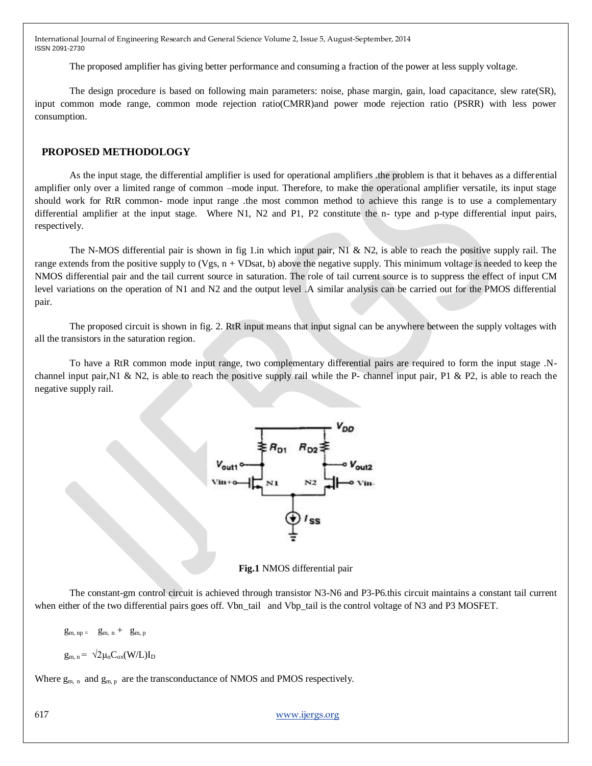The proposed amplifier has giving better performance and consuming a fraction of the power at less supply voltage.

The design procedure is based on following main parameters: noise, phase margin, gain, load capacitance, slew rate(SR), input common mode range, common mode rejection ratio(CMRR)and power mode rejection ratio (PSRR) with less power consumption.

## PROPOSED METHODOLOGY

As the input stage, the differential amplifier is used for operational amplifiers .the problem is that it behaves as a differential amplifier only over a limited range of common –mode input. Therefore, to make the operational amplifier versatile, its input stage should work for RtR common- mode input range .the most common method to achieve this range is to use a complementary differential amplifier at the input stage. Where N1, N2 and P1, P2 constitute the n- type and p-type differential input pairs, respectively.

The N-MOS differential pair is shown in fig 1.in which input pair, N1 & N2, is able to reach the positive supply rail. The range extends from the positive supply to ($V_{gs, n}$ + $V_{Dsat, b}$) above the negative supply. This minimum voltage is needed to keep the NMOS differential pair and the tail current source in saturation. The role of tail current source is to suppress the effect of input CM level variations on the operation of N1 and N2 and the output level .A similar analysis can be carried out for the PMOS differential pair.

The proposed circuit is shown in fig. 2. RtR input means that input signal can be anywhere between the supply voltages with all the transistors in the saturation region.

To have a RtR common mode input range, two complementary differential pairs are required to form the input stage .N-channel input pair,N1 & N2, is able to reach the positive supply rail while the P- channel input pair, P1 & P2, is able to reach the negative supply rail.

**Fig.1** NMOS differential pair

The constant-gm control circuit is achieved through transistor N3-N6 and P3-P6.this circuit maintains a constant tail current when either of the two differential pairs goes off. Vbn_tail and Vbp_tail is the control voltage of N3 and P3 MOSFET.

$$g_{m, np} = g_{m, n} + g_{m, p}$$

$$g_{m, n} = \sqrt{2\mu_n C_{ox}(W/L)I_D}$$

Where $g_{m, n}$ and $g_{m, p}$ are the transconductance of NMOS and PMOS respectively.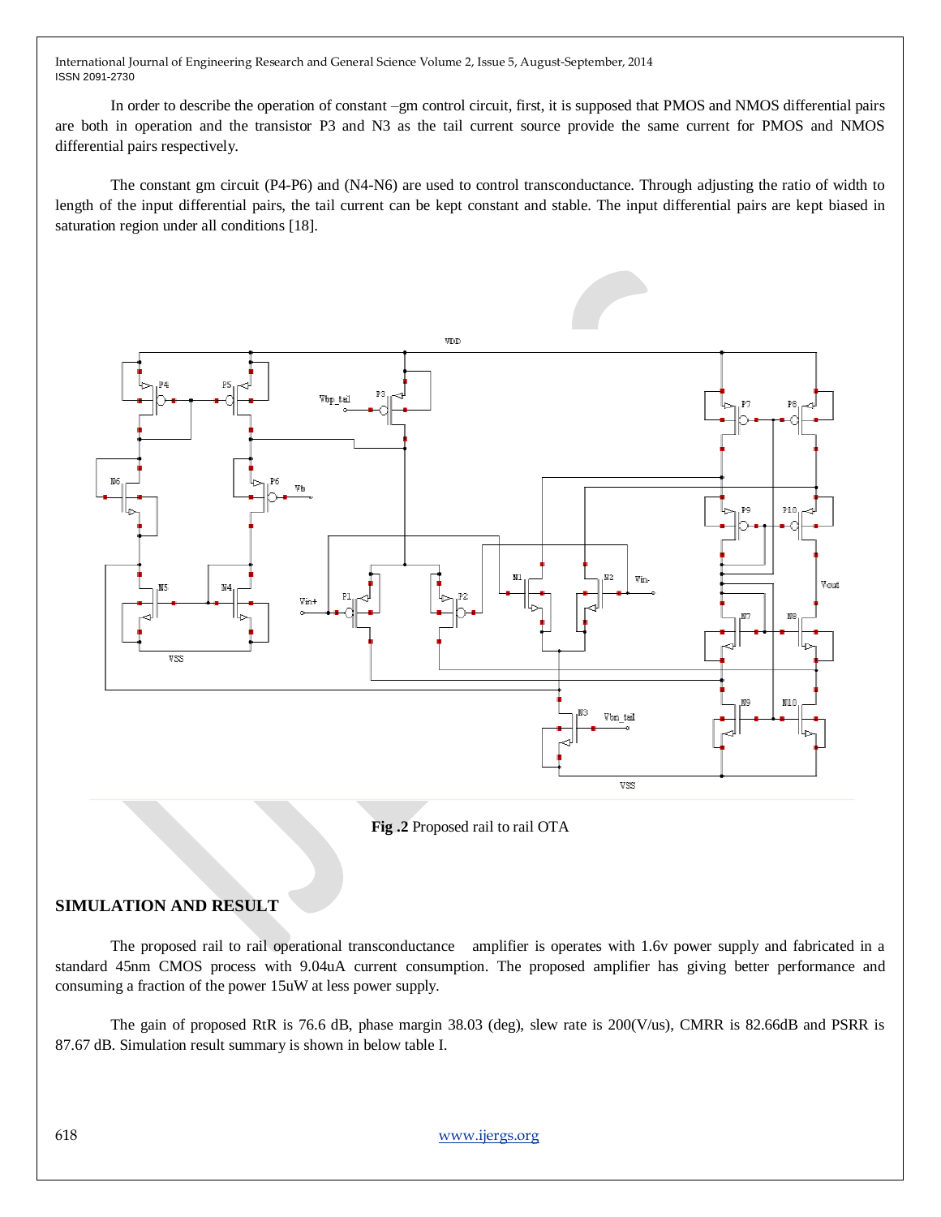In order to describe the operation of constant –gm control circuit, first, it is supposed that PMOS and NMOS differential pairs are both in operation and the transistor P3 and N3 as the tail current source provide the same current for PMOS and NMOS differential pairs respectively.

The constant gm circuit (P4-P6) and (N4-N6) are used to control transconductance. Through adjusting the ratio of width to length of the input differential pairs, the tail current can be kept constant and stable. The input differential pairs are kept biased in saturation region under all conditions [18].

**Fig .2** Proposed rail to rail OTA

## SIMULATION AND RESULT

The proposed rail to rail operational transconductance amplifier is operates with 1.6v power supply and fabricated in a standard 45nm CMOS process with 9.04uA current consumption. The proposed amplifier has giving better performance and consuming a fraction of the power 15uW at less power supply.

The gain of proposed RtR is 76.6 dB, phase margin 38.03 (deg), slew rate is 200(V/us), CMRR is 82.66dB and PSRR is 87.67 dB. Simulation result summary is shown in below table I.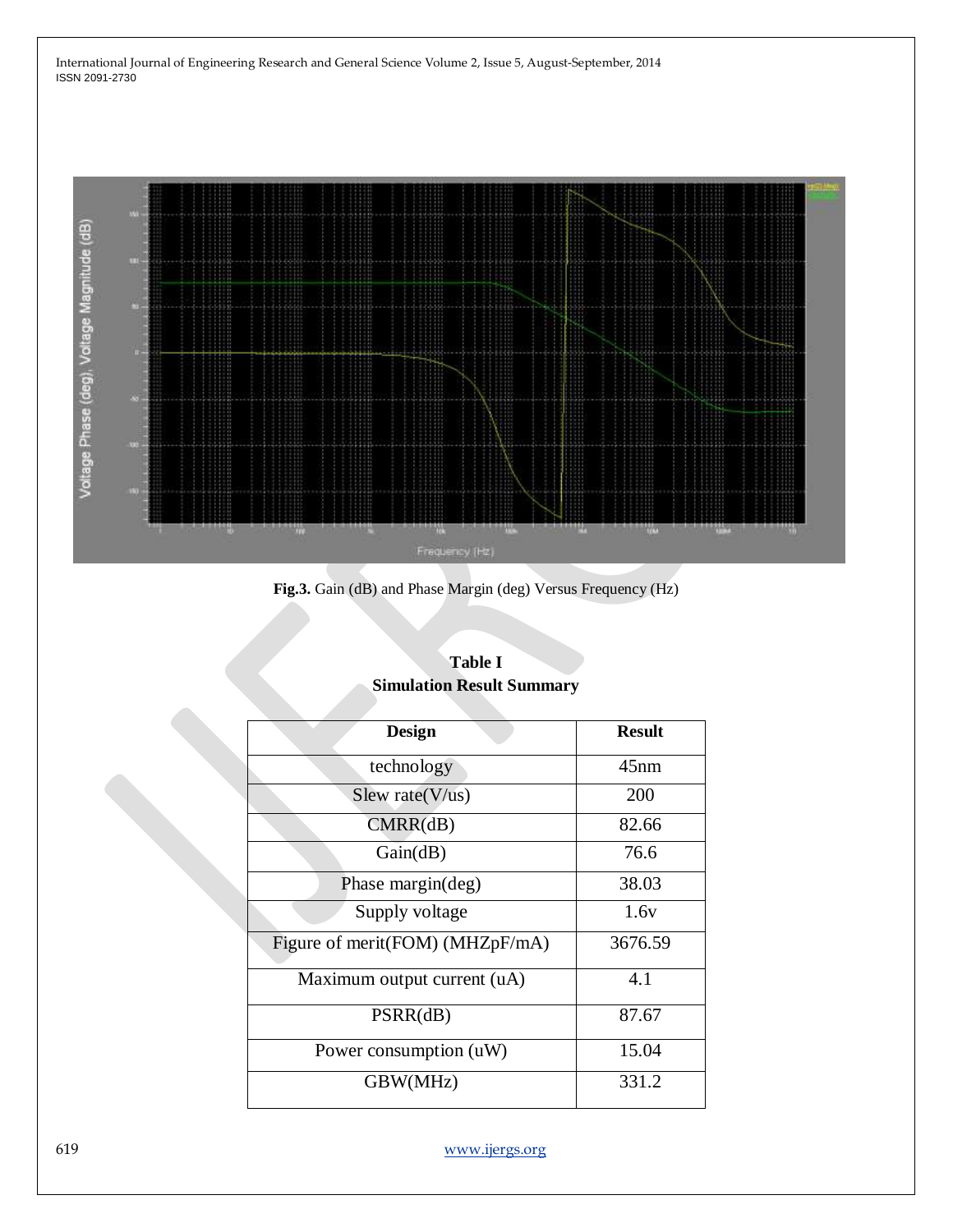**Fig.3.** Gain (dB) and Phase Margin (deg) Versus Frequency (Hz)

**Table I**
**Simulation Result Summary**

| Design | Result |
| --- | --- |
| technology | 45nm |
| Slew rate(V/us) | 200 |
| CMRR(dB) | 82.66 |
| Gain(dB) | 76.6 |
| Phase margin(deg) | 38.03 |
| Supply voltage | 1.6v |
| Figure of merit(FOM) (MHZpF/mA) | 3676.59 |
| Maximum output current (uA) | 4.1 |
| PSRR(dB) | 87.67 |
| Power consumption (uW) | 15.04 |
| GBW(MHz) | 331.2 |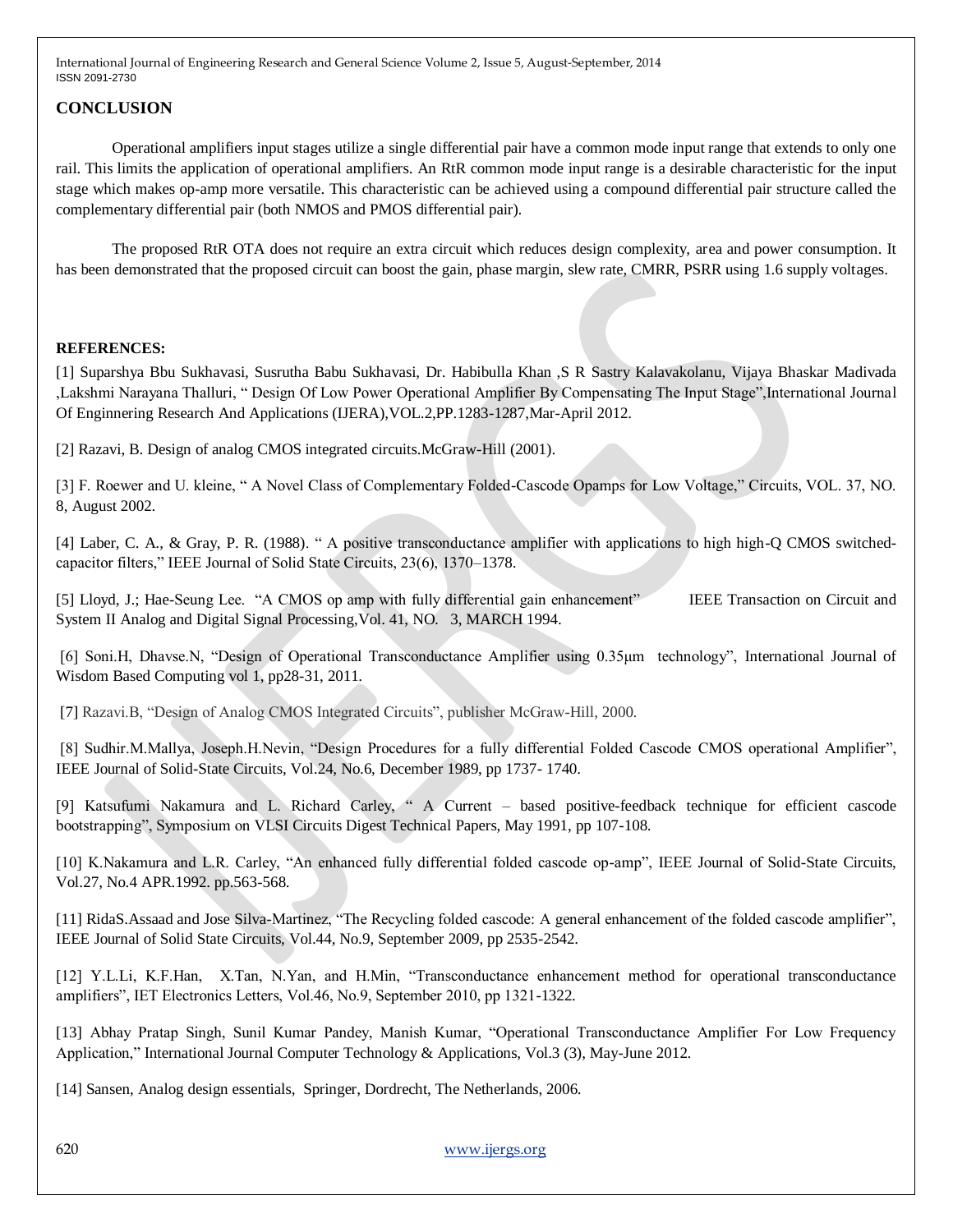## CONCLUSION

Operational amplifiers input stages utilize a single differential pair have a common mode input range that extends to only one rail. This limits the application of operational amplifiers. An RtR common mode input range is a desirable characteristic for the input stage which makes op-amp more versatile. This characteristic can be achieved using a compound differential pair structure called the complementary differential pair (both NMOS and PMOS differential pair).

The proposed RtR OTA does not require an extra circuit which reduces design complexity, area and power consumption. It has been demonstrated that the proposed circuit can boost the gain, phase margin, slew rate, CMRR, PSRR using 1.6 supply voltages.

**REFERENCES:**

[1] Suparshya Bbu Sukhavasi, Susrutha Babu Sukhavasi, Dr. Habibulla Khan ,S R Sastry Kalavakolanu, Vijaya Bhaskar Madivada ,Lakshmi Narayana Thalluri, " Design Of Low Power Operational Amplifier By Compensating The Input Stage",International Journal Of Enginnering Research And Applications (IJERA),VOL.2,PP.1283-1287,Mar-April 2012.

[2] Razavi, B. Design of analog CMOS integrated circuits.McGraw-Hill (2001).

[3] F. Roewer and U. kleine, " A Novel Class of Complementary Folded-Cascode Opamps for Low Voltage," Circuits, VOL. 37, NO. 8, August 2002.

[4] Laber, C. A., & Gray, P. R. (1988). " A positive transconductance amplifier with applications to high high-Q CMOS switched-capacitor filters," IEEE Journal of Solid State Circuits, 23(6), 1370–1378.

[5] Lloyd, J.; Hae-Seung Lee. "A CMOS op amp with fully differential gain enhancement" IEEE Transaction on Circuit and System II Analog and Digital Signal Processing,Vol. 41, NO. 3, MARCH 1994.

[6] Soni.H, Dhavse.N, "Design of Operational Transconductance Amplifier using 0.35µm technology", International Journal of Wisdom Based Computing vol 1, pp28-31, 2011.

[7] Razavi.B, "Design of Analog CMOS Integrated Circuits", publisher McGraw-Hill, 2000.

[8] Sudhir.M.Mallya, Joseph.H.Nevin, "Design Procedures for a fully differential Folded Cascode CMOS operational Amplifier", IEEE Journal of Solid-State Circuits, Vol.24, No.6, December 1989, pp 1737- 1740.

[9] Katsufumi Nakamura and L. Richard Carley, " A Current – based positive-feedback technique for efficient cascode bootstrapping", Symposium on VLSI Circuits Digest Technical Papers, May 1991, pp 107-108.

[10] K.Nakamura and L.R. Carley, "An enhanced fully differential folded cascode op-amp", IEEE Journal of Solid-State Circuits, Vol.27, No.4 APR.1992. pp.563-568.

[11] RidaS.Assaad and Jose Silva-Martinez, "The Recycling folded cascode: A general enhancement of the folded cascode amplifier", IEEE Journal of Solid State Circuits, Vol.44, No.9, September 2009, pp 2535-2542.

[12] Y.L.Li, K.F.Han, X.Tan, N.Yan, and H.Min, "Transconductance enhancement method for operational transconductance amplifiers", IET Electronics Letters, Vol.46, No.9, September 2010, pp 1321-1322.

[13] Abhay Pratap Singh, Sunil Kumar Pandey, Manish Kumar, "Operational Transconductance Amplifier For Low Frequency Application," International Journal Computer Technology & Applications, Vol.3 (3), May-June 2012.

[14] Sansen, Analog design essentials, Springer, Dordrecht, The Netherlands, 2006.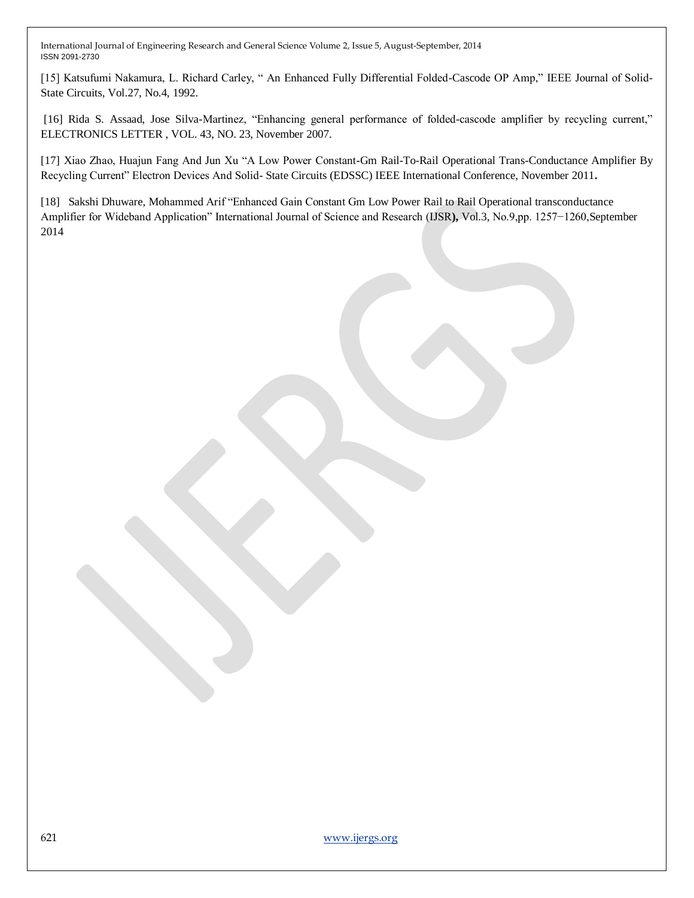[15] Katsufumi Nakamura, L. Richard Carley, " An Enhanced Fully Differential Folded-Cascode OP Amp," IEEE Journal of Solid-State Circuits, Vol.27, No.4, 1992.

[16] Rida S. Assaad, Jose Silva-Martinez, "Enhancing general performance of folded-cascode amplifier by recycling current," ELECTRONICS LETTER , VOL. 43, NO. 23, November 2007.

[17] Xiao Zhao, Huajun Fang And Jun Xu "A Low Power Constant-Gm Rail-To-Rail Operational Trans-Conductance Amplifier By Recycling Current" Electron Devices And Solid- State Circuits (EDSSC) IEEE International Conference, November 2011**.**

[18] Sakshi Dhuware, Mohammed Arif "Enhanced Gain Constant Gm Low Power Rail to Rail Operational transconductance Amplifier for Wideband Application" International Journal of Science and Research (IJSR**),** Vol.3, No.9,pp. 1257−1260,September 2014